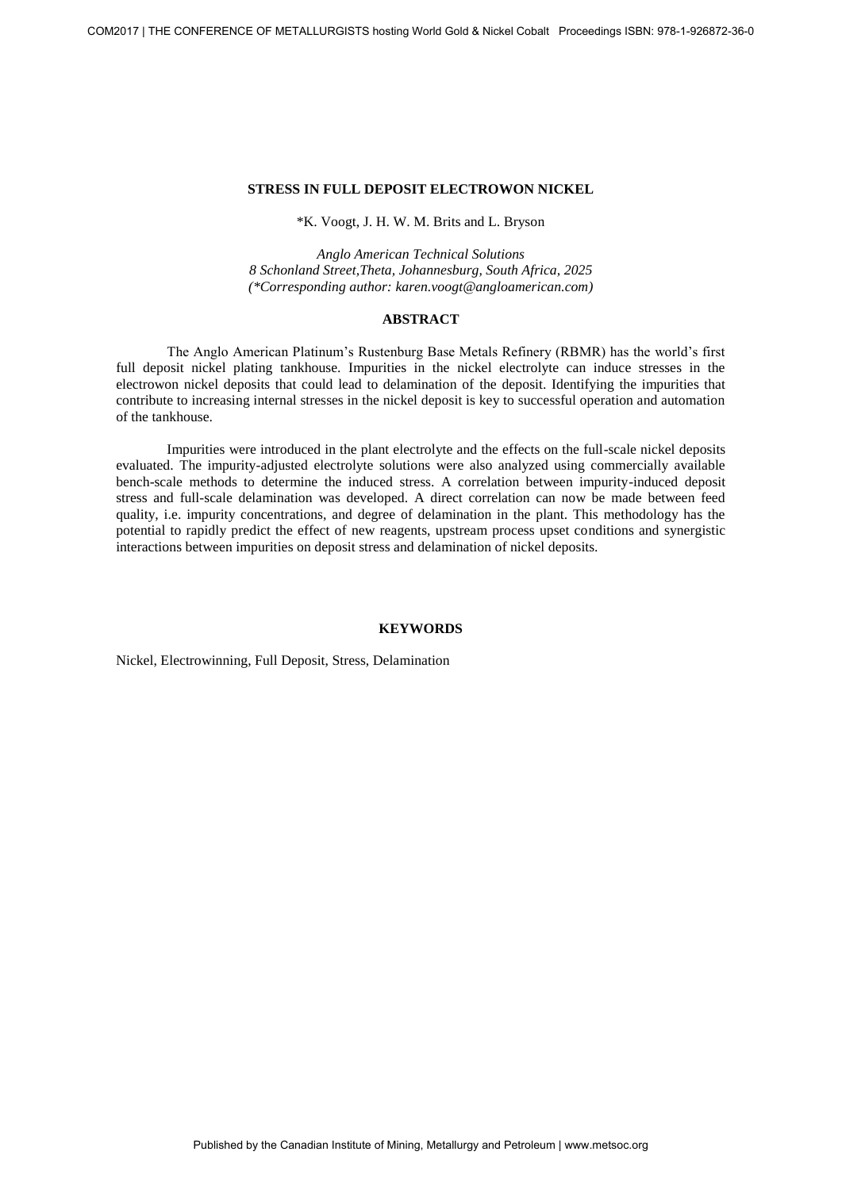# STRESS IN FULL DEPOSIT ELECTROWON NICKEL

*K. Voogt, J. H. W. M. Brits and L. Bryson

*Anglo American Technical Solutions*
*8 Schonland Street,Theta, Johannesburg, South Africa, 2025*
*(*Corresponding author: karen.voogt@angloamerican.com)*

## ABSTRACT

The Anglo American Platinum's Rustenburg Base Metals Refinery (RBMR) has the world's first full deposit nickel plating tankhouse. Impurities in the nickel electrolyte can induce stresses in the electrowon nickel deposits that could lead to delamination of the deposit. Identifying the impurities that contribute to increasing internal stresses in the nickel deposit is key to successful operation and automation of the tankhouse.

Impurities were introduced in the plant electrolyte and the effects on the full-scale nickel deposits evaluated. The impurity-adjusted electrolyte solutions were also analyzed using commercially available bench-scale methods to determine the induced stress. A correlation between impurity-induced deposit stress and full-scale delamination was developed. A direct correlation can now be made between feed quality, i.e. impurity concentrations, and degree of delamination in the plant. This methodology has the potential to rapidly predict the effect of new reagents, upstream process upset conditions and synergistic interactions between impurities on deposit stress and delamination of nickel deposits.

## KEYWORDS

Nickel, Electrowinning, Full Deposit, Stress, Delamination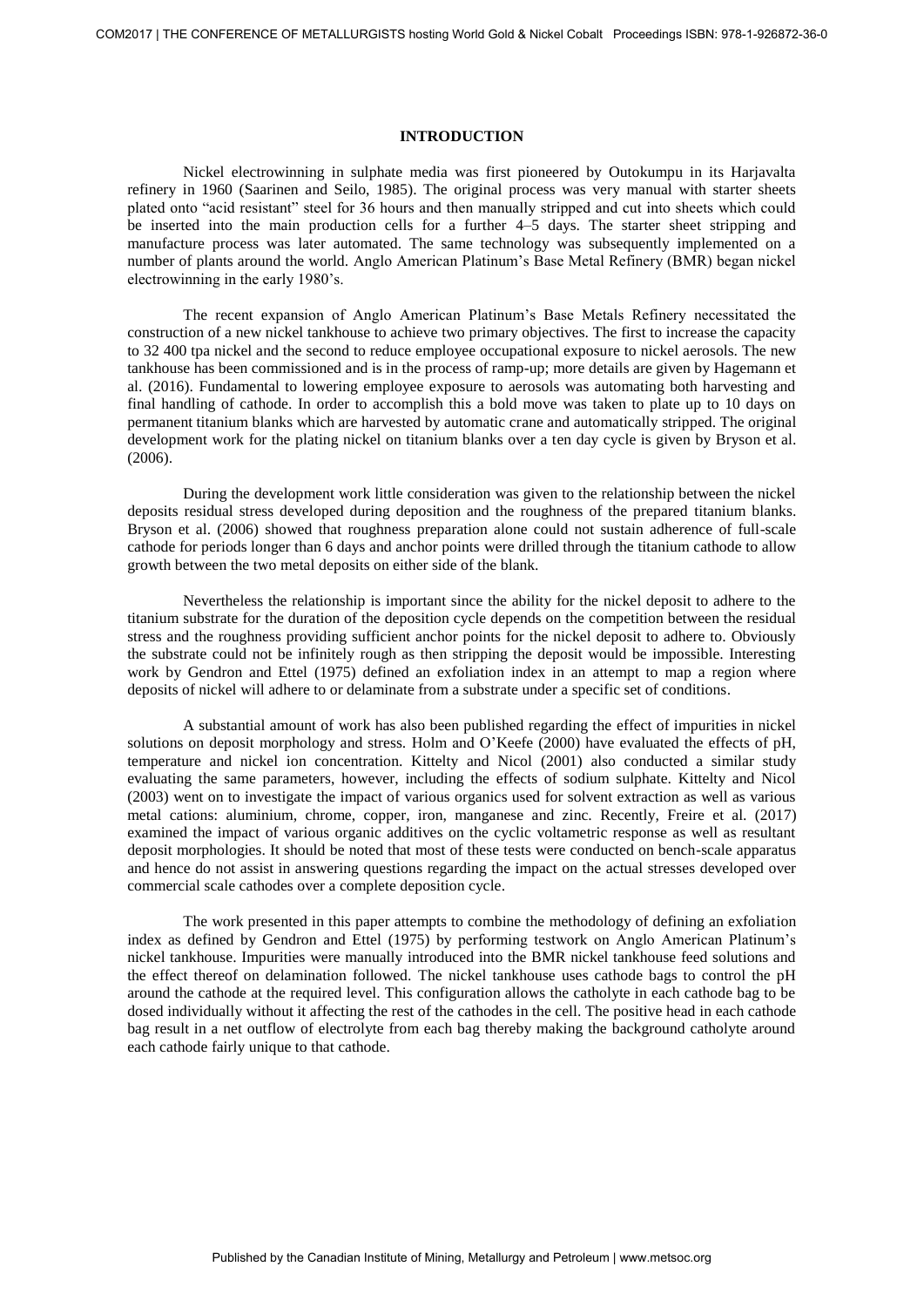## INTRODUCTION

Nickel electrowinning in sulphate media was first pioneered by Outokumpu in its Harjavalta refinery in 1960 (Saarinen and Seilo, 1985). The original process was very manual with starter sheets plated onto "acid resistant" steel for 36 hours and then manually stripped and cut into sheets which could be inserted into the main production cells for a further 4–5 days. The starter sheet stripping and manufacture process was later automated. The same technology was subsequently implemented on a number of plants around the world. Anglo American Platinum's Base Metal Refinery (BMR) began nickel electrowinning in the early 1980's.

The recent expansion of Anglo American Platinum's Base Metals Refinery necessitated the construction of a new nickel tankhouse to achieve two primary objectives. The first to increase the capacity to 32 400 tpa nickel and the second to reduce employee occupational exposure to nickel aerosols. The new tankhouse has been commissioned and is in the process of ramp-up; more details are given by Hagemann et al. (2016). Fundamental to lowering employee exposure to aerosols was automating both harvesting and final handling of cathode. In order to accomplish this a bold move was taken to plate up to 10 days on permanent titanium blanks which are harvested by automatic crane and automatically stripped. The original development work for the plating nickel on titanium blanks over a ten day cycle is given by Bryson et al. (2006).

During the development work little consideration was given to the relationship between the nickel deposits residual stress developed during deposition and the roughness of the prepared titanium blanks. Bryson et al. (2006) showed that roughness preparation alone could not sustain adherence of full-scale cathode for periods longer than 6 days and anchor points were drilled through the titanium cathode to allow growth between the two metal deposits on either side of the blank.

Nevertheless the relationship is important since the ability for the nickel deposit to adhere to the titanium substrate for the duration of the deposition cycle depends on the competition between the residual stress and the roughness providing sufficient anchor points for the nickel deposit to adhere to. Obviously the substrate could not be infinitely rough as then stripping the deposit would be impossible. Interesting work by Gendron and Ettel (1975) defined an exfoliation index in an attempt to map a region where deposits of nickel will adhere to or delaminate from a substrate under a specific set of conditions.

A substantial amount of work has also been published regarding the effect of impurities in nickel solutions on deposit morphology and stress. Holm and O'Keefe (2000) have evaluated the effects of pH, temperature and nickel ion concentration. Kittelty and Nicol (2001) also conducted a similar study evaluating the same parameters, however, including the effects of sodium sulphate. Kittelty and Nicol (2003) went on to investigate the impact of various organics used for solvent extraction as well as various metal cations: aluminium, chrome, copper, iron, manganese and zinc. Recently, Freire et al. (2017) examined the impact of various organic additives on the cyclic voltametric response as well as resultant deposit morphologies. It should be noted that most of these tests were conducted on bench-scale apparatus and hence do not assist in answering questions regarding the impact on the actual stresses developed over commercial scale cathodes over a complete deposition cycle.

The work presented in this paper attempts to combine the methodology of defining an exfoliation index as defined by Gendron and Ettel (1975) by performing testwork on Anglo American Platinum's nickel tankhouse. Impurities were manually introduced into the BMR nickel tankhouse feed solutions and the effect thereof on delamination followed. The nickel tankhouse uses cathode bags to control the pH around the cathode at the required level. This configuration allows the catholyte in each cathode bag to be dosed individually without it affecting the rest of the cathodes in the cell. The positive head in each cathode bag result in a net outflow of electrolyte from each bag thereby making the background catholyte around each cathode fairly unique to that cathode.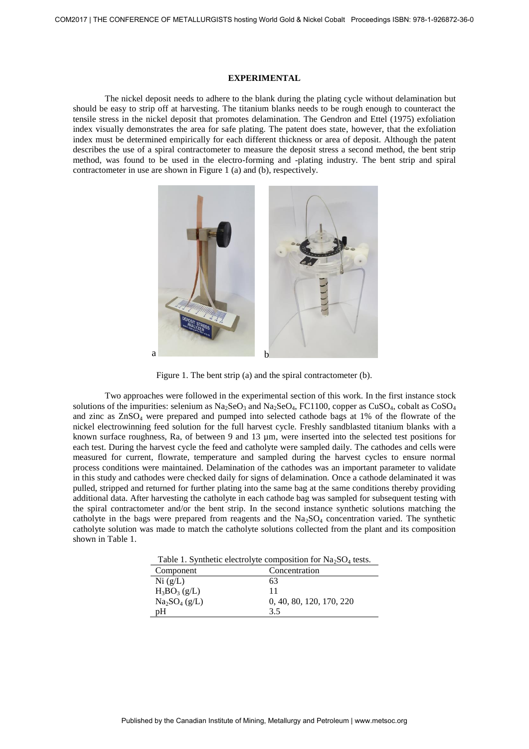## EXPERIMENTAL

The nickel deposit needs to adhere to the blank during the plating cycle without delamination but should be easy to strip off at harvesting. The titanium blanks needs to be rough enough to counteract the tensile stress in the nickel deposit that promotes delamination. The Gendron and Ettel (1975) exfoliation index visually demonstrates the area for safe plating. The patent does state, however, that the exfoliation index must be determined empirically for each different thickness or area of deposit. Although the patent describes the use of a spiral contractometer to measure the deposit stress a second method, the bent strip method, was found to be used in the electro-forming and -plating industry. The bent strip and spiral contractometer in use are shown in Figure 1 (a) and (b), respectively.

Figure 1. The bent strip (a) and the spiral contractometer (b).

Two approaches were followed in the experimental section of this work. In the first instance stock solutions of the impurities: selenium as $Na_2SeO_3$ and $Na_2SeO_4$, FC1100, copper as $CuSO_4$, cobalt as $CoSO_4$ and zinc as $ZnSO_4$ were prepared and pumped into selected cathode bags at 1% of the flowrate of the nickel electrowinning feed solution for the full harvest cycle. Freshly sandblasted titanium blanks with a known surface roughness, Ra, of between 9 and 13 µm, were inserted into the selected test positions for each test. During the harvest cycle the feed and catholyte were sampled daily. The cathodes and cells were measured for current, flowrate, temperature and sampled during the harvest cycles to ensure normal process conditions were maintained. Delamination of the cathodes was an important parameter to validate in this study and cathodes were checked daily for signs of delamination. Once a cathode delaminated it was pulled, stripped and returned for further plating into the same bag at the same conditions thereby providing additional data. After harvesting the catholyte in each cathode bag was sampled for subsequent testing with the spiral contractometer and/or the bent strip. In the second instance synthetic solutions matching the catholyte in the bags were prepared from reagents and the $Na_2SO_4$ concentration varied. The synthetic catholyte solution was made to match the catholyte solutions collected from the plant and its composition shown in Table 1.

Table 1. Synthetic electrolyte composition for $Na_2SO_4$ tests.

| Component | Concentration |
|---|---|
| Ni (g/L) | 63 |
| $H_3BO_3$ (g/L) | 11 |
| $Na_2SO_4$ (g/L) | 0, 40, 80, 120, 170, 220 |
| pH | 3.5 |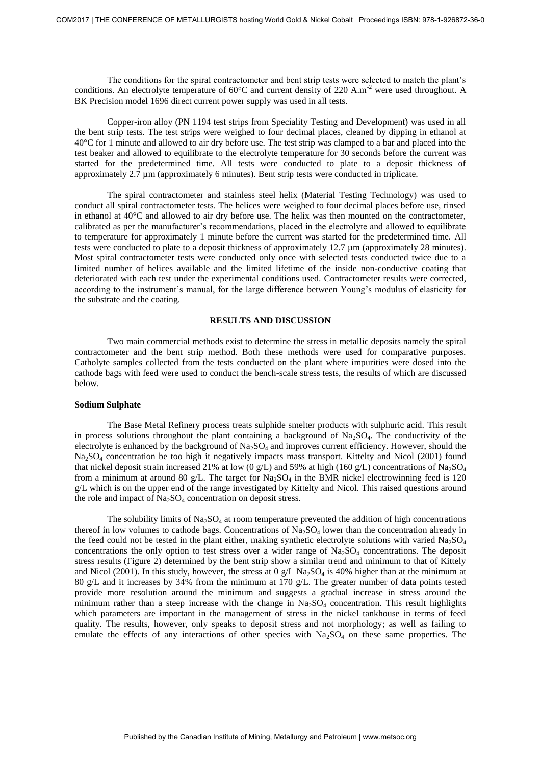The conditions for the spiral contractometer and bent strip tests were selected to match the plant's conditions. An electrolyte temperature of 60°C and current density of 220 $A.m^{-2}$ were used throughout. A BK Precision model 1696 direct current power supply was used in all tests.

Copper-iron alloy (PN 1194 test strips from Speciality Testing and Development) was used in all the bent strip tests. The test strips were weighed to four decimal places, cleaned by dipping in ethanol at 40°C for 1 minute and allowed to air dry before use. The test strip was clamped to a bar and placed into the test beaker and allowed to equilibrate to the electrolyte temperature for 30 seconds before the current was started for the predetermined time. All tests were conducted to plate to a deposit thickness of approximately 2.7 µm (approximately 6 minutes). Bent strip tests were conducted in triplicate.

The spiral contractometer and stainless steel helix (Material Testing Technology) was used to conduct all spiral contractometer tests. The helices were weighed to four decimal places before use, rinsed in ethanol at 40°C and allowed to air dry before use. The helix was then mounted on the contractometer, calibrated as per the manufacturer's recommendations, placed in the electrolyte and allowed to equilibrate to temperature for approximately 1 minute before the current was started for the predetermined time. All tests were conducted to plate to a deposit thickness of approximately 12.7 µm (approximately 28 minutes). Most spiral contractometer tests were conducted only once with selected tests conducted twice due to a limited number of helices available and the limited lifetime of the inside non-conductive coating that deteriorated with each test under the experimental conditions used. Contractometer results were corrected, according to the instrument's manual, for the large difference between Young's modulus of elasticity for the substrate and the coating.

## RESULTS AND DISCUSSION

Two main commercial methods exist to determine the stress in metallic deposits namely the spiral contractometer and the bent strip method. Both these methods were used for comparative purposes. Catholyte samples collected from the tests conducted on the plant where impurities were dosed into the cathode bags with feed were used to conduct the bench-scale stress tests, the results of which are discussed below.

### Sodium Sulphate

The Base Metal Refinery process treats sulphide smelter products with sulphuric acid. This result in process solutions throughout the plant containing a background of $Na_2SO_4$. The conductivity of the electrolyte is enhanced by the background of $Na_2SO_4$ and improves current efficiency. However, should the $Na_2SO_4$ concentration be too high it negatively impacts mass transport. Kittelty and Nicol (2001) found that nickel deposit strain increased 21% at low (0 g/L) and 59% at high (160 g/L) concentrations of $Na_2SO_4$ from a minimum at around 80 g/L. The target for $Na_2SO_4$ in the BMR nickel electrowinning feed is 120 g/L which is on the upper end of the range investigated by Kittelty and Nicol. This raised questions around the role and impact of $Na_2SO_4$ concentration on deposit stress.

The solubility limits of $Na_2SO_4$ at room temperature prevented the addition of high concentrations thereof in low volumes to cathode bags. Concentrations of $Na_2SO_4$ lower than the concentration already in the feed could not be tested in the plant either, making synthetic electrolyte solutions with varied $Na_2SO_4$ concentrations the only option to test stress over a wider range of $Na_2SO_4$ concentrations. The deposit stress results (Figure 2) determined by the bent strip show a similar trend and minimum to that of Kittely and Nicol (2001). In this study, however, the stress at 0 g/L $Na_2SO_4$ is 40% higher than at the minimum at 80 g/L and it increases by 34% from the minimum at 170 g/L. The greater number of data points tested provide more resolution around the minimum and suggests a gradual increase in stress around the minimum rather than a steep increase with the change in $Na_2SO_4$ concentration. This result highlights which parameters are important in the management of stress in the nickel tankhouse in terms of feed quality. The results, however, only speaks to deposit stress and not morphology; as well as failing to emulate the effects of any interactions of other species with $Na_2SO_4$ on these same properties. The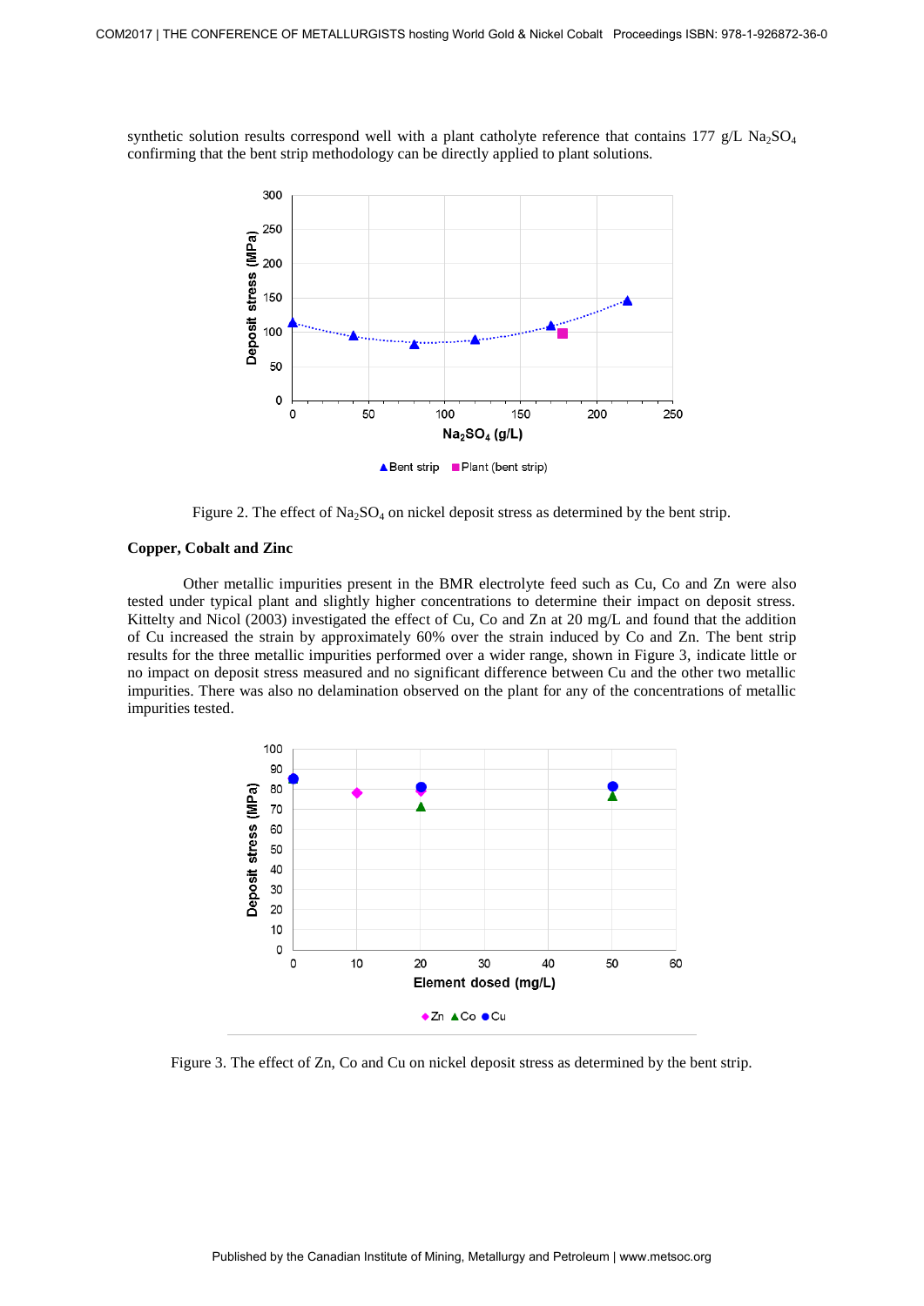synthetic solution results correspond well with a plant catholyte reference that contains 177 g/L $Na_2SO_4$ confirming that the bent strip methodology can be directly applied to plant solutions.

Deposit stress (MPa)

300
250
200
150
100
50
0

0 50 100 150 200 250

$Na_2SO_4$ (g/L)

▲Bent strip ■Plant (bent strip)

Figure 2. The effect of $Na_2SO_4$ on nickel deposit stress as determined by the bent strip.

**Copper, Cobalt and Zinc**

Other metallic impurities present in the BMR electrolyte feed such as Cu, Co and Zn were also tested under typical plant and slightly higher concentrations to determine their impact on deposit stress. Kittelty and Nicol (2003) investigated the effect of Cu, Co and Zn at 20 mg/L and found that the addition of Cu increased the strain by approximately 60% over the strain induced by Co and Zn. The bent strip results for the three metallic impurities performed over a wider range, shown in Figure 3, indicate little or no impact on deposit stress measured and no significant difference between Cu and the other two metallic impurities. There was also no delamination observed on the plant for any of the concentrations of metallic impurities tested.

Deposit stress (MPa)

100
90
80
70
60
50
40
30
20
10
0

0 10 20 30 40 50 60

Element dosed (mg/L)

◆Zn ▲Co ●Cu

Figure 3. The effect of Zn, Co and Cu on nickel deposit stress as determined by the bent strip.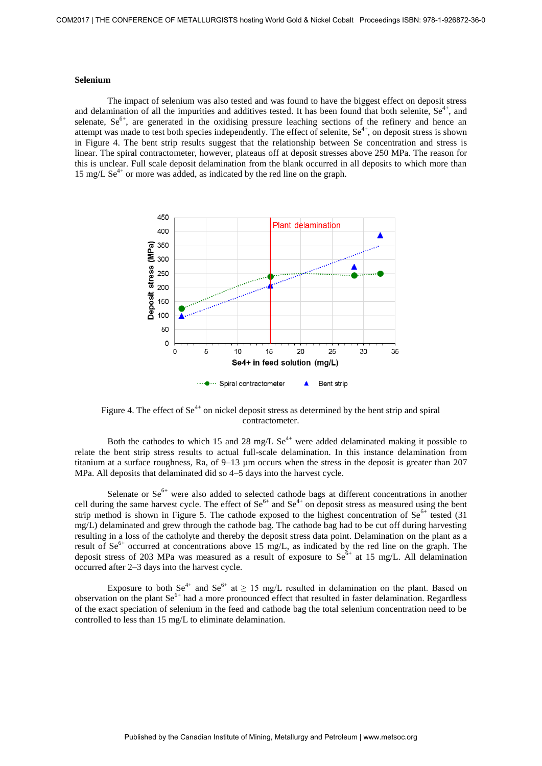### Selenium

The impact of selenium was also tested and was found to have the biggest effect on deposit stress and delamination of all the impurities and additives tested. It has been found that both selenite, $Se^{4+}$, and selenate, $Se^{6+}$, are generated in the oxidising pressure leaching sections of the refinery and hence an attempt was made to test both species independently. The effect of selenite, $Se^{4+}$, on deposit stress is shown in Figure 4. The bent strip results suggest that the relationship between Se concentration and stress is linear. The spiral contractometer, however, plateaus off at deposit stresses above 250 MPa. The reason for this is unclear. Full scale deposit delamination from the blank occurred in all deposits to which more than 15 mg/L $Se^{4+}$ or more was added, as indicated by the red line on the graph.

Figure 4. The effect of $Se^{4+}$ on nickel deposit stress as determined by the bent strip and spiral contractometer.

Both the cathodes to which 15 and 28 mg/L $Se^{4+}$ were added delaminated making it possible to relate the bent strip stress results to actual full-scale delamination. In this instance delamination from titanium at a surface roughness, Ra, of 9–13 µm occurs when the stress in the deposit is greater than 207 MPa. All deposits that delaminated did so 4–5 days into the harvest cycle.

Selenate or $Se^{6+}$ were also added to selected cathode bags at different concentrations in another cell during the same harvest cycle. The effect of $Se^{6+}$ and $Se^{4+}$ on deposit stress as measured using the bent strip method is shown in Figure 5. The cathode exposed to the highest concentration of $Se^{6+}$ tested (31 mg/L) delaminated and grew through the cathode bag. The cathode bag had to be cut off during harvesting resulting in a loss of the catholyte and thereby the deposit stress data point. Delamination on the plant as a result of $Se^{6+}$ occurred at concentrations above 15 mg/L, as indicated by the red line on the graph. The deposit stress of 203 MPa was measured as a result of exposure to $Se^{6+}$ at 15 mg/L. All delamination occurred after 2–3 days into the harvest cycle.

Exposure to both $Se^{4+}$ and $Se^{6+}$ at $\geq$ 15 mg/L resulted in delamination on the plant. Based on observation on the plant $Se^{6+}$ had a more pronounced effect that resulted in faster delamination. Regardless of the exact speciation of selenium in the feed and cathode bag the total selenium concentration need to be controlled to less than 15 mg/L to eliminate delamination.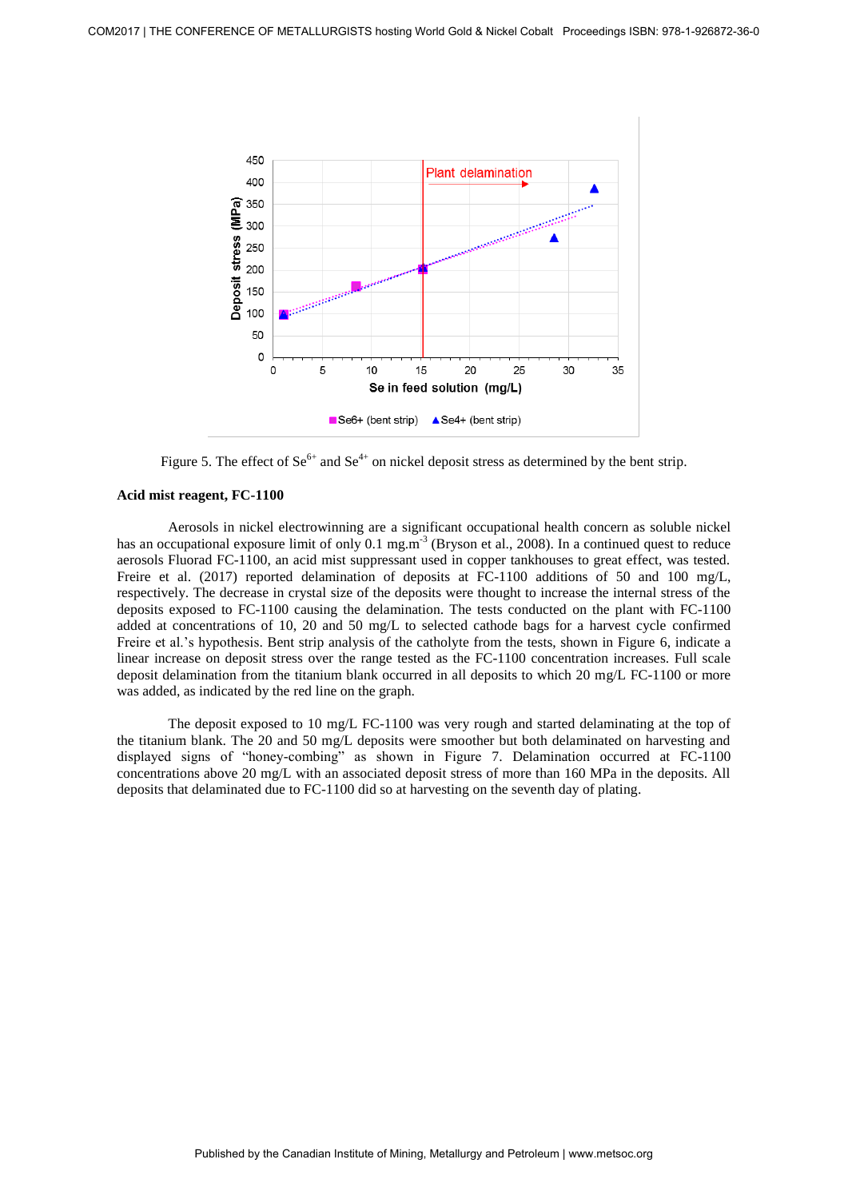450
400
350
300
250
200
150
100
50
0

Deposit stress (MPa)

Plant delamination

0 5 10 15 20 25 30 35

Se in feed solution (mg/L)

Se6+ (bent strip) ▲Se4+ (bent strip)

Figure 5. The effect of $Se^{6+}$ and $Se^{4+}$ on nickel deposit stress as determined by the bent strip.

**Acid mist reagent, FC-1100**

Aerosols in nickel electrowinning are a significant occupational health concern as soluble nickel has an occupational exposure limit of only 0.1 $mg.m^{-3}$ (Bryson et al., 2008). In a continued quest to reduce aerosols Fluorad FC-1100, an acid mist suppressant used in copper tankhouses to great effect, was tested. Freire et al. (2017) reported delamination of deposits at FC-1100 additions of 50 and 100 mg/L, respectively. The decrease in crystal size of the deposits were thought to increase the internal stress of the deposits exposed to FC-1100 causing the delamination. The tests conducted on the plant with FC-1100 added at concentrations of 10, 20 and 50 mg/L to selected cathode bags for a harvest cycle confirmed Freire et al.'s hypothesis. Bent strip analysis of the catholyte from the tests, shown in Figure 6, indicate a linear increase on deposit stress over the range tested as the FC-1100 concentration increases. Full scale deposit delamination from the titanium blank occurred in all deposits to which 20 mg/L FC-1100 or more was added, as indicated by the red line on the graph.

The deposit exposed to 10 mg/L FC-1100 was very rough and started delaminating at the top of the titanium blank. The 20 and 50 mg/L deposits were smoother but both delaminated on harvesting and displayed signs of "honey-combing" as shown in Figure 7. Delamination occurred at FC-1100 concentrations above 20 mg/L with an associated deposit stress of more than 160 MPa in the deposits. All deposits that delaminated due to FC-1100 did so at harvesting on the seventh day of plating.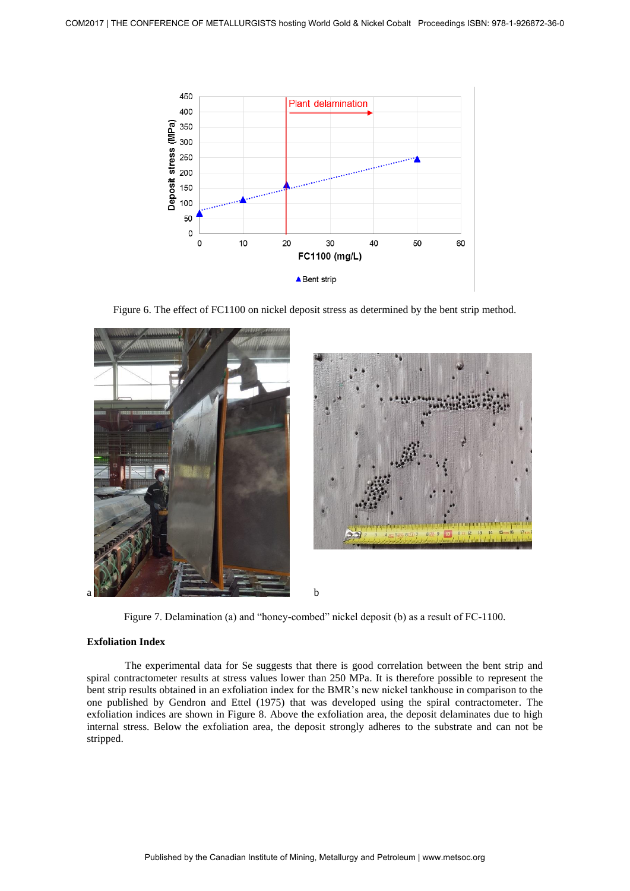450
400
350
300
250
200
150
100
50
0

Deposit stress (MPa)

Plant delamination

0
10
20
30
40
50
60

FC1100 (mg/L)

Bent strip

Figure 6. The effect of FC1100 on nickel deposit stress as determined by the bent strip method.

a

b

Figure 7. Delamination (a) and "honey-combed" nickel deposit (b) as a result of FC-1100.

### Exfoliation Index

The experimental data for Se suggests that there is good correlation between the bent strip and spiral contractometer results at stress values lower than 250 MPa. It is therefore possible to represent the bent strip results obtained in an exfoliation index for the BMR's new nickel tankhouse in comparison to the one published by Gendron and Ettel (1975) that was developed using the spiral contractometer. The exfoliation indices are shown in Figure 8. Above the exfoliation area, the deposit delaminates due to high internal stress. Below the exfoliation area, the deposit strongly adheres to the substrate and can not be stripped.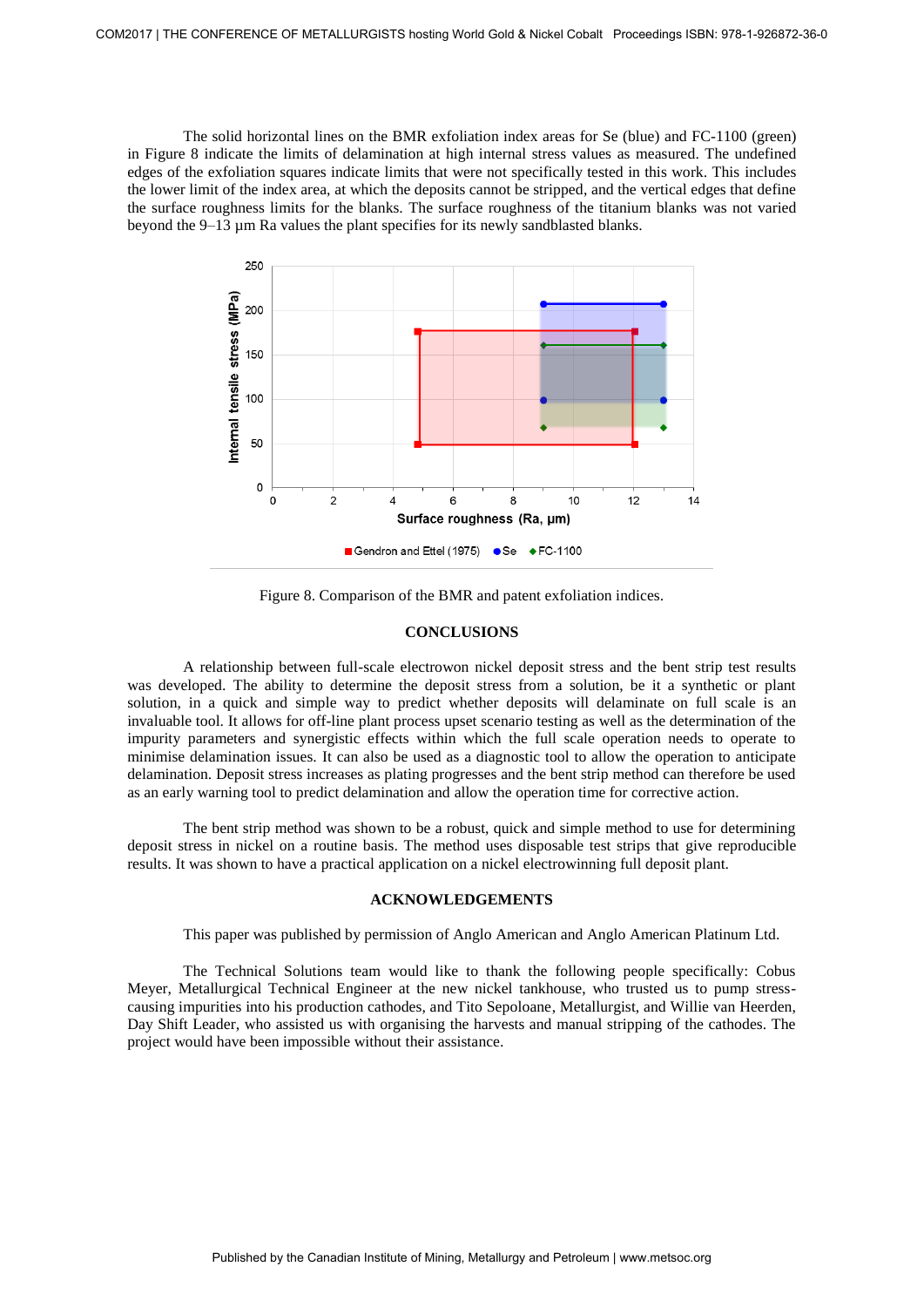The solid horizontal lines on the BMR exfoliation index areas for Se (blue) and FC-1100 (green) in Figure 8 indicate the limits of delamination at high internal stress values as measured. The undefined edges of the exfoliation squares indicate limits that were not specifically tested in this work. This includes the lower limit of the index area, at which the deposits cannot be stripped, and the vertical edges that define the surface roughness limits for the blanks. The surface roughness of the titanium blanks was not varied beyond the 9–13 µm Ra values the plant specifies for its newly sandblasted blanks.

Internal tensile stress (MPa)

250
200
150
100
50
0

0
2
4
6
8
10
12
14

Surface roughness (Ra, µm)

Gendron and Ettel (1975)
Se
FC-1100

Figure 8. Comparison of the BMR and patent exfoliation indices.

## CONCLUSIONS

A relationship between full-scale electrowon nickel deposit stress and the bent strip test results was developed. The ability to determine the deposit stress from a solution, be it a synthetic or plant solution, in a quick and simple way to predict whether deposits will delaminate on full scale is an invaluable tool. It allows for off-line plant process upset scenario testing as well as the determination of the impurity parameters and synergistic effects within which the full scale operation needs to operate to minimise delamination issues. It can also be used as a diagnostic tool to allow the operation to anticipate delamination. Deposit stress increases as plating progresses and the bent strip method can therefore be used as an early warning tool to predict delamination and allow the operation time for corrective action.

The bent strip method was shown to be a robust, quick and simple method to use for determining deposit stress in nickel on a routine basis. The method uses disposable test strips that give reproducible results. It was shown to have a practical application on a nickel electrowinning full deposit plant.

## ACKNOWLEDGEMENTS

This paper was published by permission of Anglo American and Anglo American Platinum Ltd.

The Technical Solutions team would like to thank the following people specifically: Cobus Meyer, Metallurgical Technical Engineer at the new nickel tankhouse, who trusted us to pump stress-causing impurities into his production cathodes, and Tito Sepoloane, Metallurgist, and Willie van Heerden, Day Shift Leader, who assisted us with organising the harvests and manual stripping of the cathodes. The project would have been impossible without their assistance.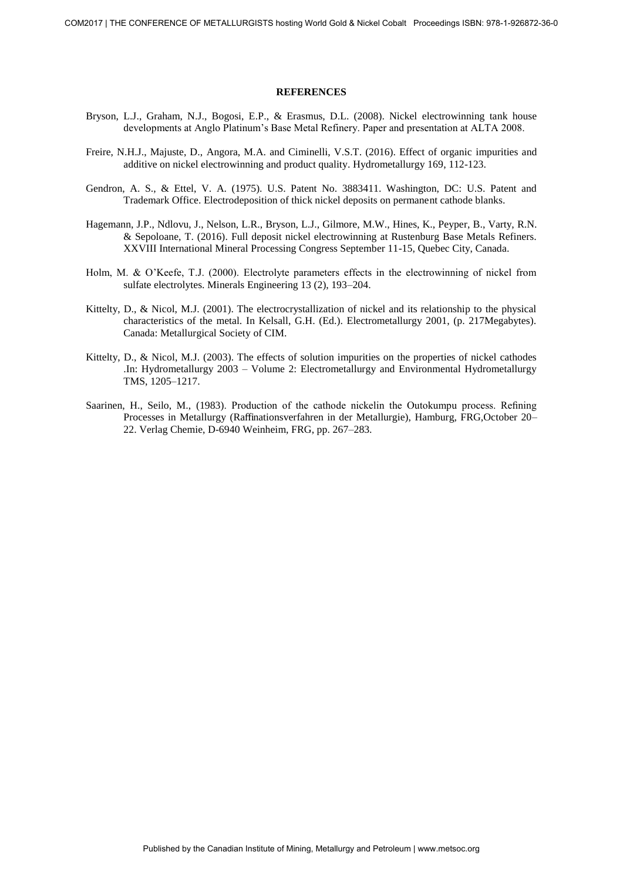## REFERENCES

Bryson, L.J., Graham, N.J., Bogosi, E.P., & Erasmus, D.L. (2008). Nickel electrowinning tank house developments at Anglo Platinum's Base Metal Refinery. Paper and presentation at ALTA 2008.

Freire, N.H.J., Majuste, D., Angora, M.A. and Ciminelli, V.S.T. (2016). Effect of organic impurities and additive on nickel electrowinning and product quality. Hydrometallurgy 169, 112-123.

Gendron, A. S., & Ettel, V. A. (1975). U.S. Patent No. 3883411. Washington, DC: U.S. Patent and Trademark Office. Electrodeposition of thick nickel deposits on permanent cathode blanks.

Hagemann, J.P., Ndlovu, J., Nelson, L.R., Bryson, L.J., Gilmore, M.W., Hines, K., Peyper, B., Varty, R.N. & Sepoloane, T. (2016). Full deposit nickel electrowinning at Rustenburg Base Metals Refiners. XXVIII International Mineral Processing Congress September 11-15, Quebec City, Canada.

Holm, M. & O'Keefe, T.J. (2000). Electrolyte parameters effects in the electrowinning of nickel from sulfate electrolytes. Minerals Engineering 13 (2), 193–204.

Kittelty, D., & Nicol, M.J. (2001). The electrocrystallization of nickel and its relationship to the physical characteristics of the metal. In Kelsall, G.H. (Ed.). Electrometallurgy 2001, (p. 217Megabytes). Canada: Metallurgical Society of CIM.

Kittelty, D., & Nicol, M.J. (2003). The effects of solution impurities on the properties of nickel cathodes .In: Hydrometallurgy 2003 – Volume 2: Electrometallurgy and Environmental Hydrometallurgy TMS, 1205–1217.

Saarinen, H., Seilo, M., (1983). Production of the cathode nickelin the Outokumpu process. Refining Processes in Metallurgy (Raffinationsverfahren in der Metallurgie), Hamburg, FRG,October 20–22. Verlag Chemie, D-6940 Weinheim, FRG, pp. 267–283.